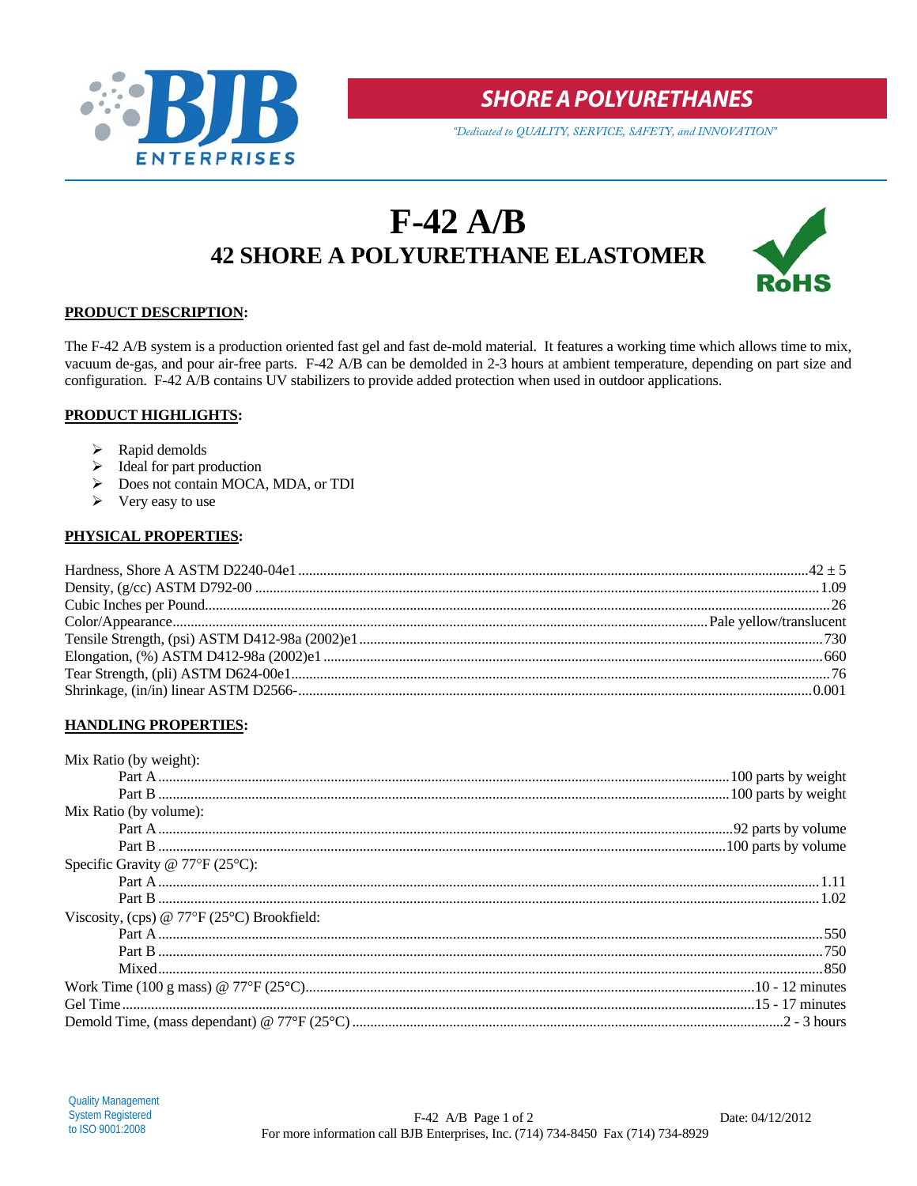**SHORE A POLYURETHANES**

*"Dedicated to QUALITY, SERVICE, SAFETY, and INNOVATION"*

# F-42 A/B

## 42 SHORE A POLYURETHANE ELASTOMER

RoHS

**PRODUCT DESCRIPTION:**

The F-42 A/B system is a production oriented fast gel and fast de-mold material. It features a working time which allows time to mix, vacuum de-gas, and pour air-free parts. F-42 A/B can be demolded in 2-3 hours at ambient temperature, depending on part size and configuration. F-42 A/B contains UV stabilizers to provide added protection when used in outdoor applications.

**PRODUCT HIGHLIGHTS:**

- Rapid demolds
- Ideal for part production
- Does not contain MOCA, MDA, or TDI
- Very easy to use

**PHYSICAL PROPERTIES:**

| Property | Value |
|---|---|
| Hardness, Shore A ASTM D2240-04e1 | 42 ± 5 |
| Density, (g/cc) ASTM D792-00 | 1.09 |
| Cubic Inches per Pound | 26 |
| Color/Appearance | Pale yellow/translucent |
| Tensile Strength, (psi) ASTM D412-98a (2002)e1 | 730 |
| Elongation, (%) ASTM D412-98a (2002)e1 | 660 |
| Tear Strength, (pli) ASTM D624-00e1 | 76 |
| Shrinkage, (in/in) linear ASTM D2566- | 0.001 |

**HANDLING PROPERTIES:**

| Property | Value |
|---|---|
| **Mix Ratio (by weight):** | |
| Part A | 100 parts by weight |
| Part B | 100 parts by weight |
| **Mix Ratio (by volume):** | |
| Part A | 92 parts by volume |
| Part B | 100 parts by volume |
| **Specific Gravity @ 77°F (25°C):** | |
| Part A | 1.11 |
| Part B | 1.02 |
| **Viscosity, (cps) @ 77°F (25°C) Brookfield:** | |
| Part A | 550 |
| Part B | 750 |
| Mixed | 850 |
| Work Time (100 g mass) @ 77°F (25°C) | 10 - 12 minutes |
| Gel Time | 15 - 17 minutes |
| Demold Time, (mass dependant) @ 77°F (25°C) | 2 - 3 hours |

Quality Management System Registered to ISO 9001:2008

For more information call BJB Enterprises, Inc. (714) 734-8450 Fax (714) 734-8929

Date: 04/12/2012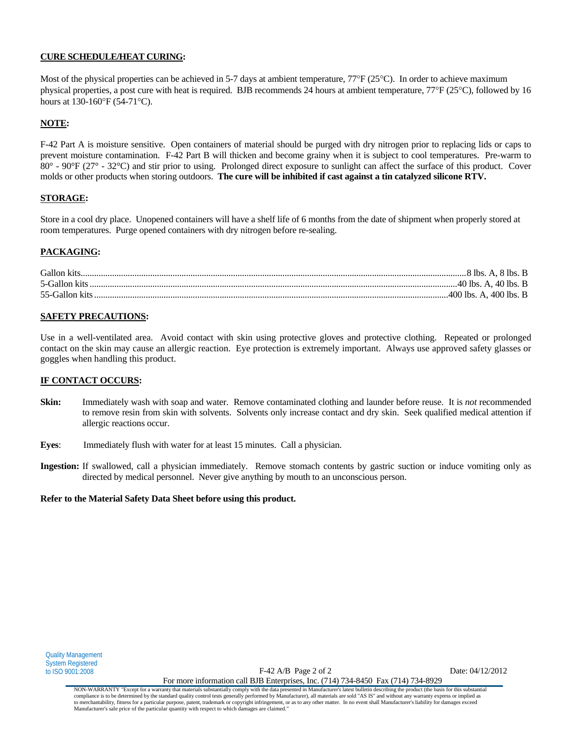**CURE SCHEDULE/HEAT CURING:**

Most of the physical properties can be achieved in 5-7 days at ambient temperature, 77°F (25°C). In order to achieve maximum physical properties, a post cure with heat is required. BJB recommends 24 hours at ambient temperature, 77°F (25°C), followed by 16 hours at 130-160°F (54-71°C).

**NOTE:**

F-42 Part A is moisture sensitive. Open containers of material should be purged with dry nitrogen prior to replacing lids or caps to prevent moisture contamination. F-42 Part B will thicken and become grainy when it is subject to cool temperatures. Pre-warm to 80° - 90°F (27° - 32°C) and stir prior to using. Prolonged direct exposure to sunlight can affect the surface of this product. Cover molds or other products when storing outdoors. **The cure will be inhibited if cast against a tin catalyzed silicone RTV.**

**STORAGE:**

Store in a cool dry place. Unopened containers will have a shelf life of 6 months from the date of shipment when properly stored at room temperatures. Purge opened containers with dry nitrogen before re-sealing.

**PACKAGING:**

| | |
|---|---|
| Gallon kits | 8 lbs. A, 8 lbs. B |
| 5-Gallon kits | 40 lbs. A, 40 lbs. B |
| 55-Gallon kits | 400 lbs. A, 400 lbs. B |

**SAFETY PRECAUTIONS:**

Use in a well-ventilated area. Avoid contact with skin using protective gloves and protective clothing. Repeated or prolonged contact on the skin may cause an allergic reaction. Eye protection is extremely important. Always use approved safety glasses or goggles when handling this product.

**IF CONTACT OCCURS:**

**Skin:** Immediately wash with soap and water. Remove contaminated clothing and launder before reuse. It is *not* recommended to remove resin from skin with solvents. Solvents only increase contact and dry skin. Seek qualified medical attention if allergic reactions occur.

**Eyes**: Immediately flush with water for at least 15 minutes. Call a physician.

**Ingestion:** If swallowed, call a physician immediately. Remove stomach contents by gastric suction or induce vomiting only as directed by medical personnel. Never give anything by mouth to an unconscious person.

**Refer to the Material Safety Data Sheet before using this product.**

Quality Management System Registered to ISO 9001:2008

Date: 04/12/2012

For more information call BJB Enterprises, Inc. (714) 734-8450 Fax (714) 734-8929

NON-WARRANTY "Except for a warranty that materials substantially comply with the data presented in Manufacturer's latest bulletin describing the product (the basis for this substantial compliance is to be determined by the standard quality control tests generally performed by Manufacturer), all materials are sold "AS IS" and without any warranty express or implied as to merchantability, fitness for a particular purpose, patent, trademark or copyright infringement, or as to any other matter. In no event shall Manufacturer's liability for damages exceed Manufacturer's sale price of the particular quantity with respect to which damages are claimed."